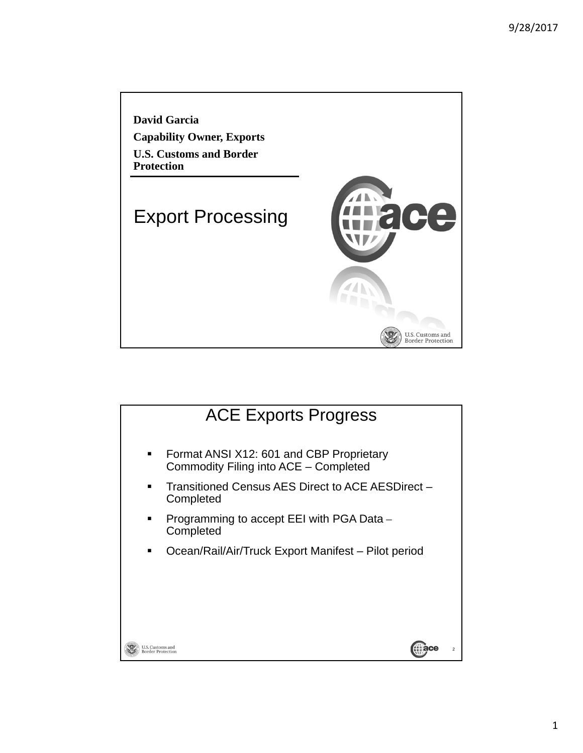**David Garcia**

**Capability Owner, Exports**

**U.S. Customs and Border Protection**

# Export Processing

## ACE Exports Progress

- Format ANSI X12: 601 and CBP Proprietary Commodity Filing into ACE – Completed
- Transitioned Census AES Direct to ACE AESDirect – Completed
- Programming to accept EEI with PGA Data – Completed
- Ocean/Rail/Air/Truck Export Manifest – Pilot period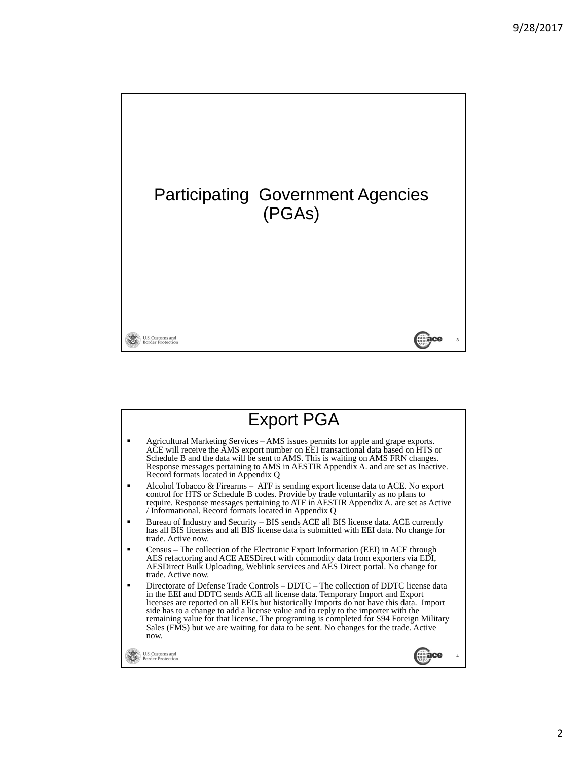# Participating Government Agencies (PGAs)

# Export PGA

- Agricultural Marketing Services – AMS issues permits for apple and grape exports. ACE will receive the AMS export number on EEI transactional data based on HTS or Schedule B and the data will be sent to AMS. This is waiting on AMS FRN changes. Response messages pertaining to AMS in AESTIR Appendix A. and are set as Inactive. Record formats located in Appendix Q
- Alcohol Tobacco & Firearms – ATF is sending export license data to ACE. No export control for HTS or Schedule B codes. Provide by trade voluntarily as no plans to require. Response messages pertaining to ATF in AESTIR Appendix A. are set as Active / Informational. Record formats located in Appendix Q
- Bureau of Industry and Security – BIS sends ACE all BIS license data. ACE currently has all BIS licenses and all BIS license data is submitted with EEI data. No change for trade. Active now.
- Census – The collection of the Electronic Export Information (EEI) in ACE through AES refactoring and ACE AESDirect with commodity data from exporters via EDI, AESDirect Bulk Uploading, Weblink services and AES Direct portal. No change for trade. Active now.
- Directorate of Defense Trade Controls – DDTC – The collection of DDTC license data in the EEI and DDTC sends ACE all license data. Temporary Import and Export licenses are reported on all EEIs but historically Imports do not have this data. Import side has to a change to add a license value and to reply to the importer with the remaining value for that license. The programing is completed for S94 Foreign Military Sales (FMS) but we are waiting for data to be sent. No changes for the trade. Active now.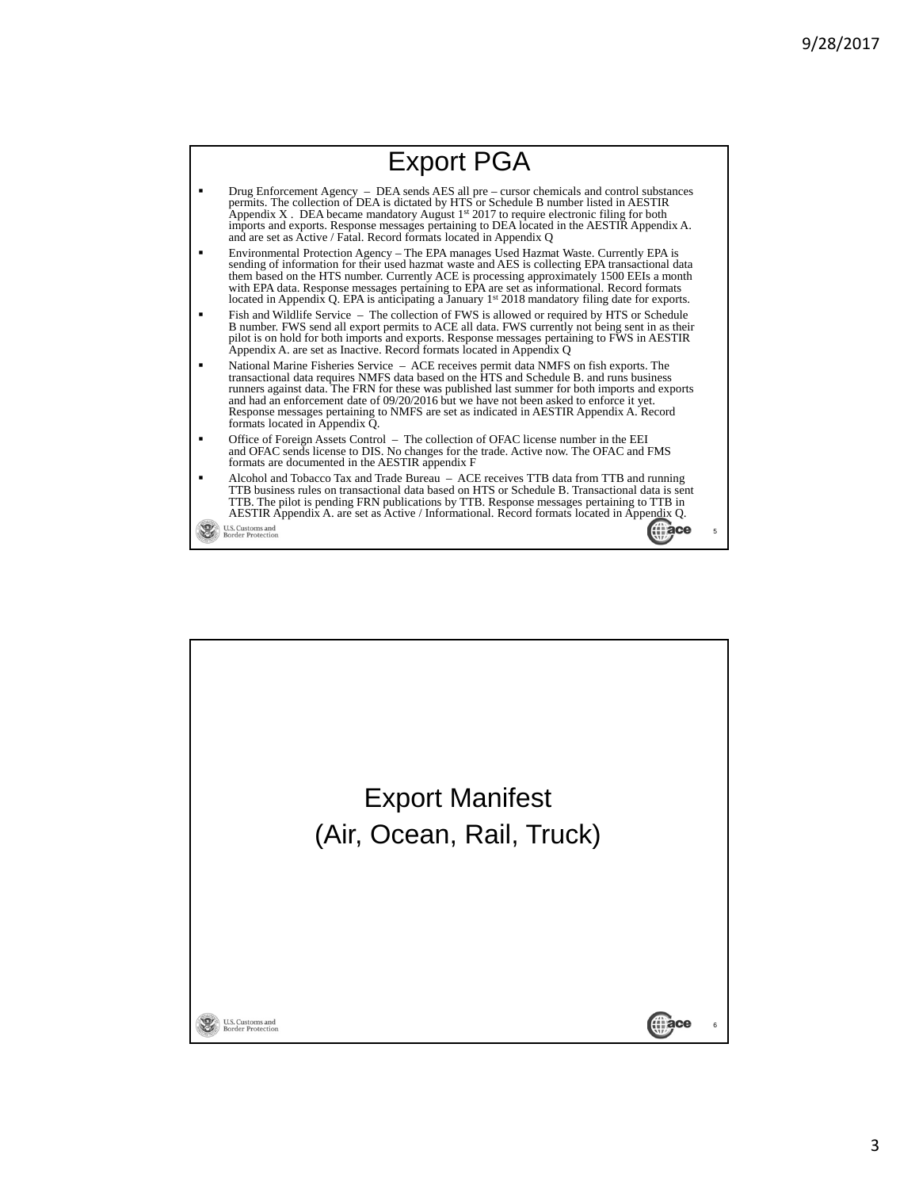# Export PGA

- Drug Enforcement Agency – DEA sends AES all pre – cursor chemicals and control substances permits. The collection of DEA is dictated by HTS or Schedule B number listed in AESTIR Appendix X . DEA became mandatory August 1st 2017 to require electronic filing for both imports and exports. Response messages pertaining to DEA located in the AESTIR Appendix A. and are set as Active / Fatal. Record formats located in Appendix Q
- Environmental Protection Agency – The EPA manages Used Hazmat Waste. Currently EPA is sending of information for their used hazmat waste and AES is collecting EPA transactional data them based on the HTS number. Currently ACE is processing approximately 1500 EEIs a month with EPA data. Response messages pertaining to EPA are set as informational. Record formats located in Appendix Q. EPA is anticipating a January 1st 2018 mandatory filing date for exports.
- Fish and Wildlife Service – The collection of FWS is allowed or required by HTS or Schedule B number. FWS send all export permits to ACE all data. FWS currently not being sent in as their pilot is on hold for both imports and exports. Response messages pertaining to FWS in AESTIR Appendix A. are set as Inactive. Record formats located in Appendix Q
- National Marine Fisheries Service – ACE receives permit data NMFS on fish exports. The transactional data requires NMFS data based on the HTS and Schedule B. and runs business runners against data. The FRN for these was published last summer for both imports and exports and had an enforcement date of 09/20/2016 but we have not been asked to enforce it yet. Response messages pertaining to NMFS are set as indicated in AESTIR Appendix A. Record formats located in Appendix Q.
- Office of Foreign Assets Control – The collection of OFAC license number in the EEI and OFAC sends license to DIS. No changes for the trade. Active now. The OFAC and FMS formats are documented in the AESTIR appendix F
- Alcohol and Tobacco Tax and Trade Bureau – ACE receives TTB data from TTB and running TTB business rules on transactional data based on HTS or Schedule B. Transactional data is sent TTB. The pilot is pending FRN publications by TTB. Response messages pertaining to TTB in AESTIR Appendix A. are set as Active / Informational. Record formats located in Appendix Q.

# Export Manifest
## (Air, Ocean, Rail, Truck)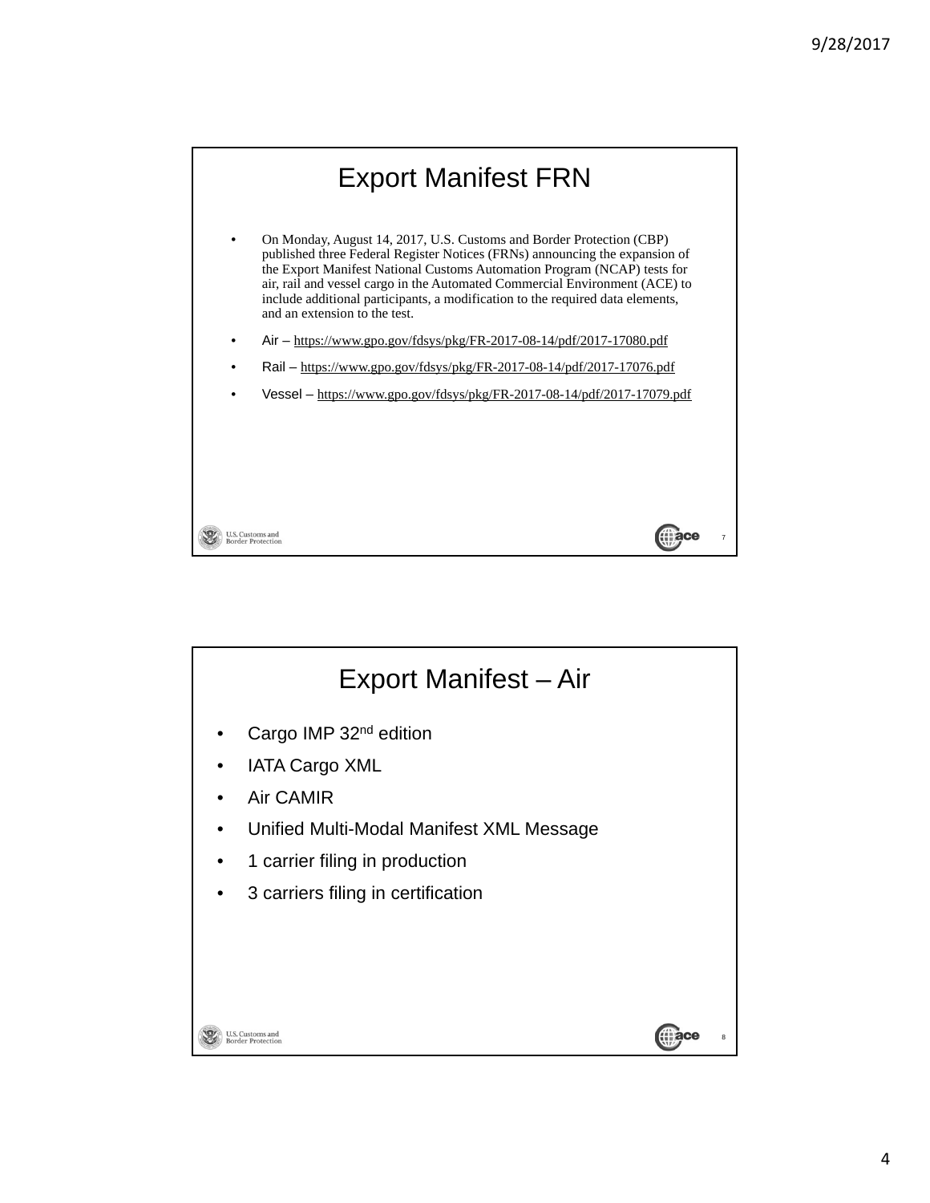# Export Manifest FRN

- On Monday, August 14, 2017, U.S. Customs and Border Protection (CBP) published three Federal Register Notices (FRNs) announcing the expansion of the Export Manifest National Customs Automation Program (NCAP) tests for air, rail and vessel cargo in the Automated Commercial Environment (ACE) to include additional participants, a modification to the required data elements, and an extension to the test.
- Air – https://www.gpo.gov/fdsys/pkg/FR-2017-08-14/pdf/2017-17080.pdf
- Rail – https://www.gpo.gov/fdsys/pkg/FR-2017-08-14/pdf/2017-17076.pdf
- Vessel – https://www.gpo.gov/fdsys/pkg/FR-2017-08-14/pdf/2017-17079.pdf

# Export Manifest – Air

- Cargo IMP 32nd edition
- IATA Cargo XML
- Air CAMIR
- Unified Multi-Modal Manifest XML Message
- 1 carrier filing in production
- 3 carriers filing in certification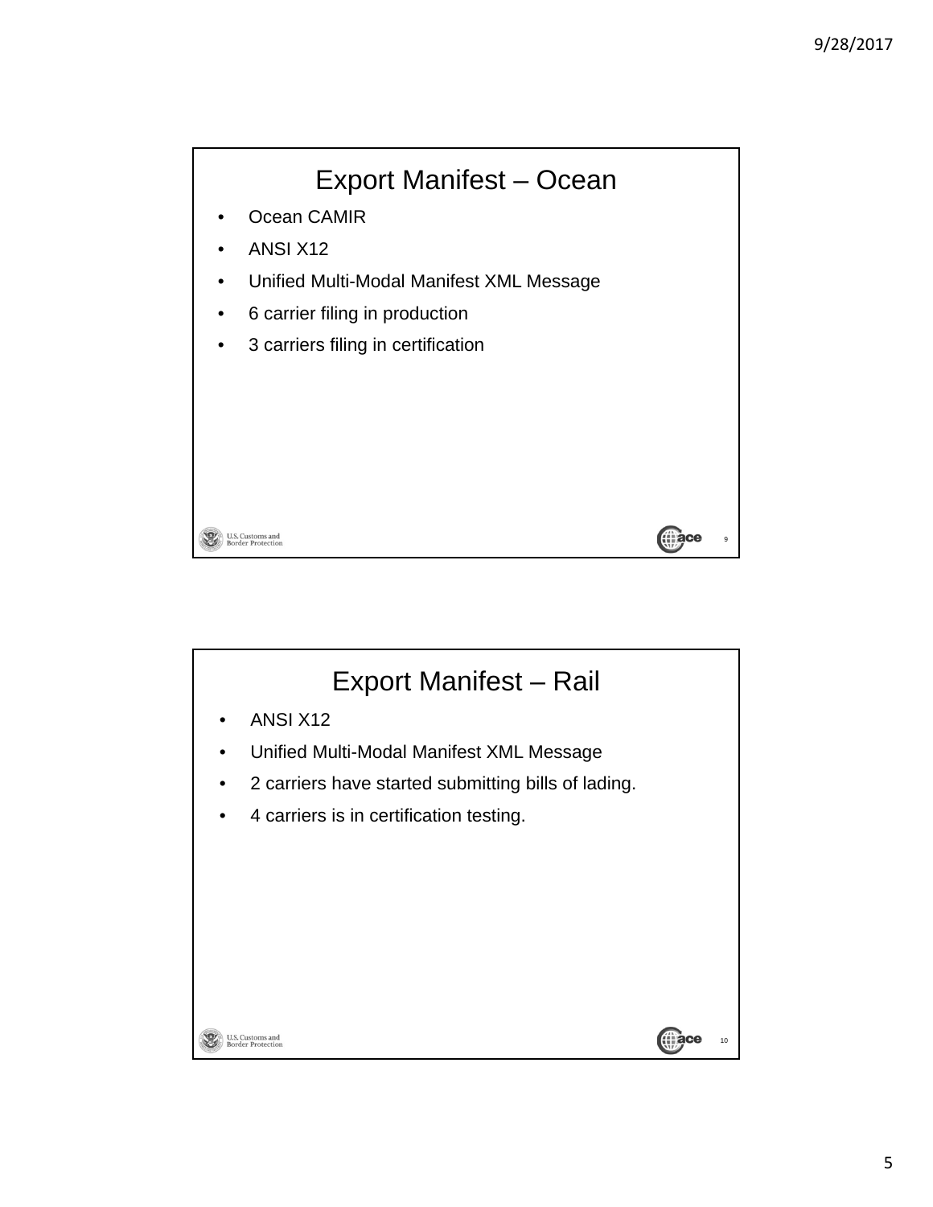## Export Manifest – Ocean

- Ocean CAMIR
- ANSI X12
- Unified Multi-Modal Manifest XML Message
- 6 carrier filing in production
- 3 carriers filing in certification

## Export Manifest – Rail

- ANSI X12
- Unified Multi-Modal Manifest XML Message
- 2 carriers have started submitting bills of lading.
- 4 carriers is in certification testing.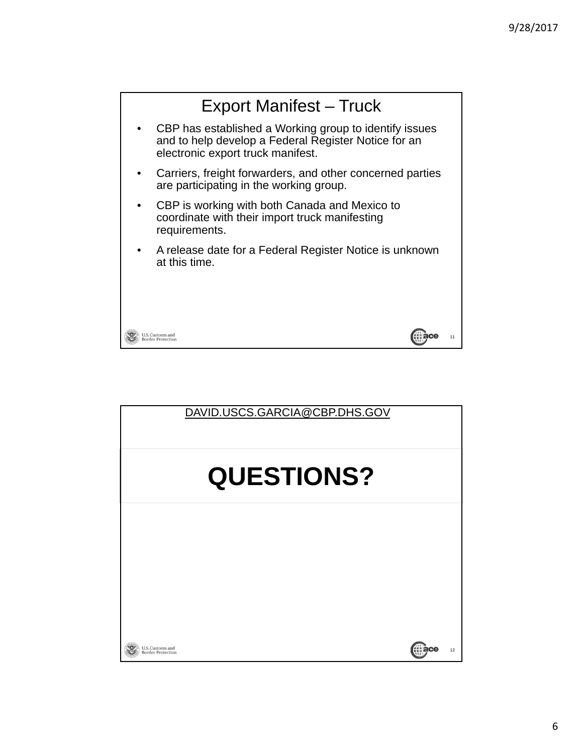## Export Manifest – Truck

- CBP has established a Working group to identify issues and to help develop a Federal Register Notice for an electronic export truck manifest.
- Carriers, freight forwarders, and other concerned parties are participating in the working group.
- CBP is working with both Canada and Mexico to coordinate with their import truck manifesting requirements.
- A release date for a Federal Register Notice is unknown at this time.

DAVID.USCS.GARCIA@CBP.DHS.GOV

## QUESTIONS?